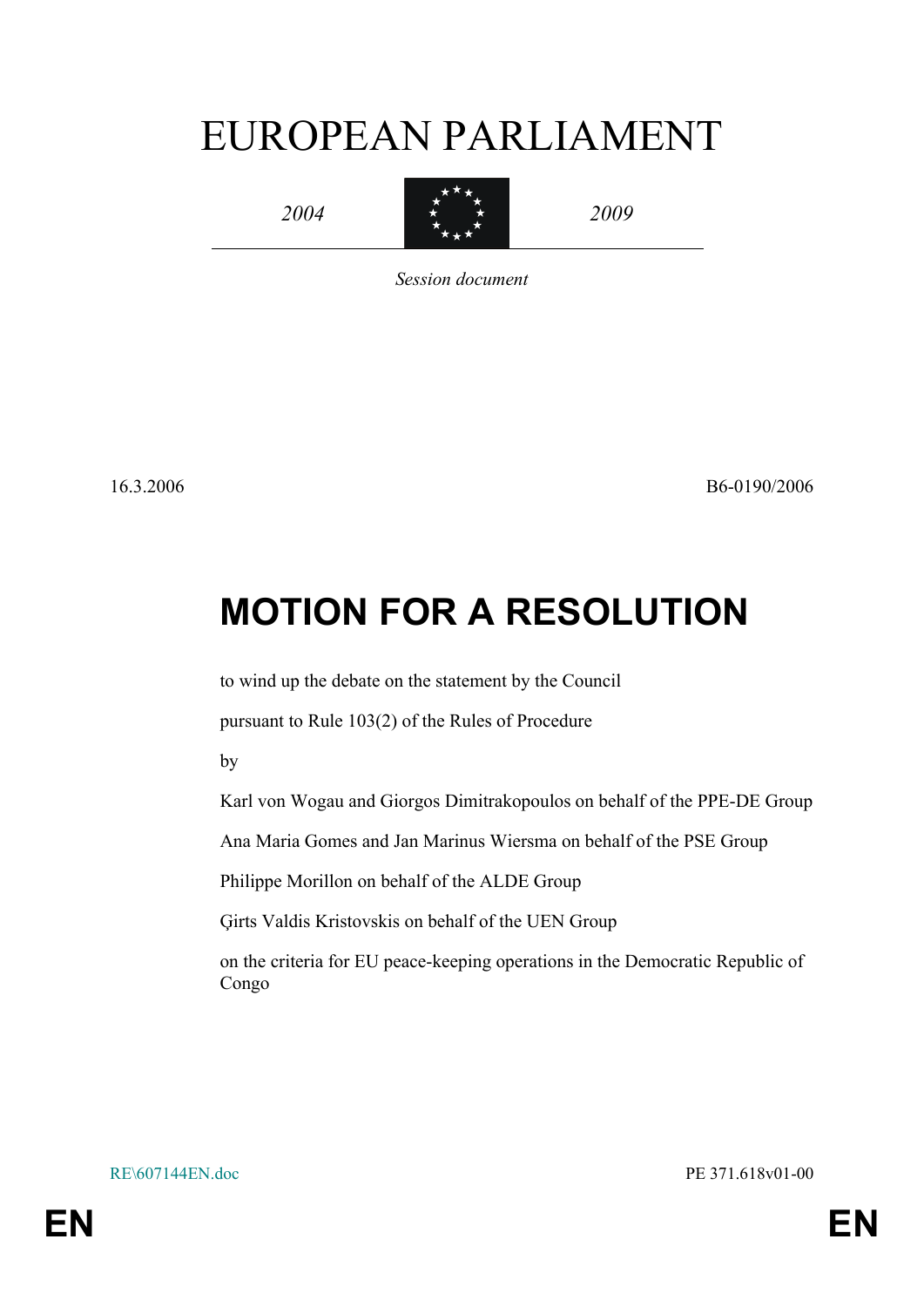# EUROPEAN PARLIAMENT

*2004* | *2009*

*Session document*

16.3.2006 B6-0190/2006

# MOTION FOR A RESOLUTION

to wind up the debate on the statement by the Council

pursuant to Rule 103(2) of the Rules of Procedure

by

Karl von Wogau and Giorgos Dimitrakopoulos on behalf of the PPE-DE Group

Ana Maria Gomes and Jan Marinus Wiersma on behalf of the PSE Group

Philippe Morillon on behalf of the ALDE Group

Ģirts Valdis Kristovskis on behalf of the UEN Group

on the criteria for EU peace-keeping operations in the Democratic Republic of Congo

RE\607144EN.doc PE 371.618v01-00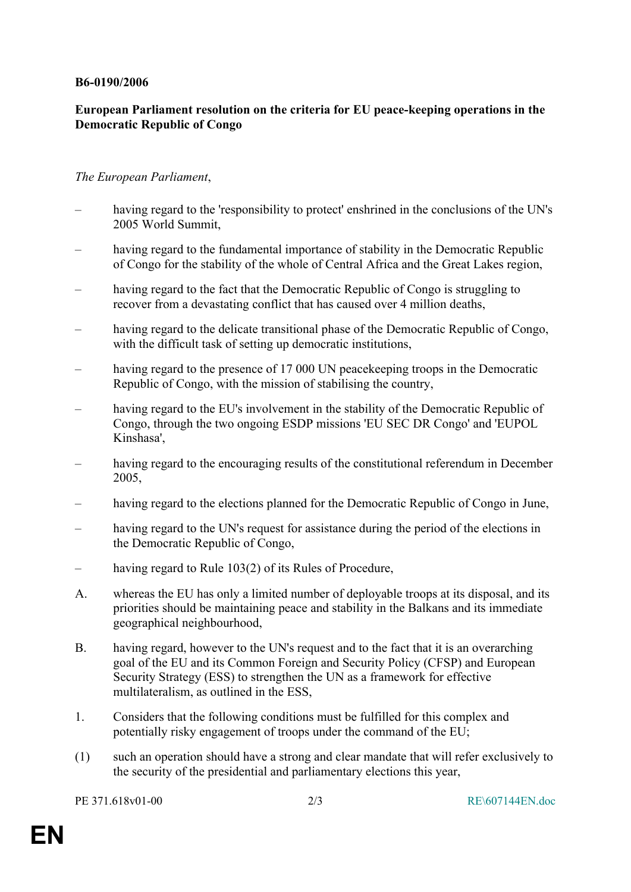**B6-0190/2006**

**European Parliament resolution on the criteria for EU peace-keeping operations in the Democratic Republic of Congo**

*The European Parliament*,

- having regard to the 'responsibility to protect' enshrined in the conclusions of the UN's 2005 World Summit,
- having regard to the fundamental importance of stability in the Democratic Republic of Congo for the stability of the whole of Central Africa and the Great Lakes region,
- having regard to the fact that the Democratic Republic of Congo is struggling to recover from a devastating conflict that has caused over 4 million deaths,
- having regard to the delicate transitional phase of the Democratic Republic of Congo, with the difficult task of setting up democratic institutions,
- having regard to the presence of 17 000 UN peacekeeping troops in the Democratic Republic of Congo, with the mission of stabilising the country,
- having regard to the EU's involvement in the stability of the Democratic Republic of Congo, through the two ongoing ESDP missions 'EU SEC DR Congo' and 'EUPOL Kinshasa',
- having regard to the encouraging results of the constitutional referendum in December 2005,
- having regard to the elections planned for the Democratic Republic of Congo in June,
- having regard to the UN's request for assistance during the period of the elections in the Democratic Republic of Congo,
- having regard to Rule 103(2) of its Rules of Procedure,

A. whereas the EU has only a limited number of deployable troops at its disposal, and its priorities should be maintaining peace and stability in the Balkans and its immediate geographical neighbourhood,

B. having regard, however to the UN's request and to the fact that it is an overarching goal of the EU and its Common Foreign and Security Policy (CFSP) and European Security Strategy (ESS) to strengthen the UN as a framework for effective multilateralism, as outlined in the ESS,

1. Considers that the following conditions must be fulfilled for this complex and potentially risky engagement of troops under the command of the EU;

(1) such an operation should have a strong and clear mandate that will refer exclusively to the security of the presidential and parliamentary elections this year,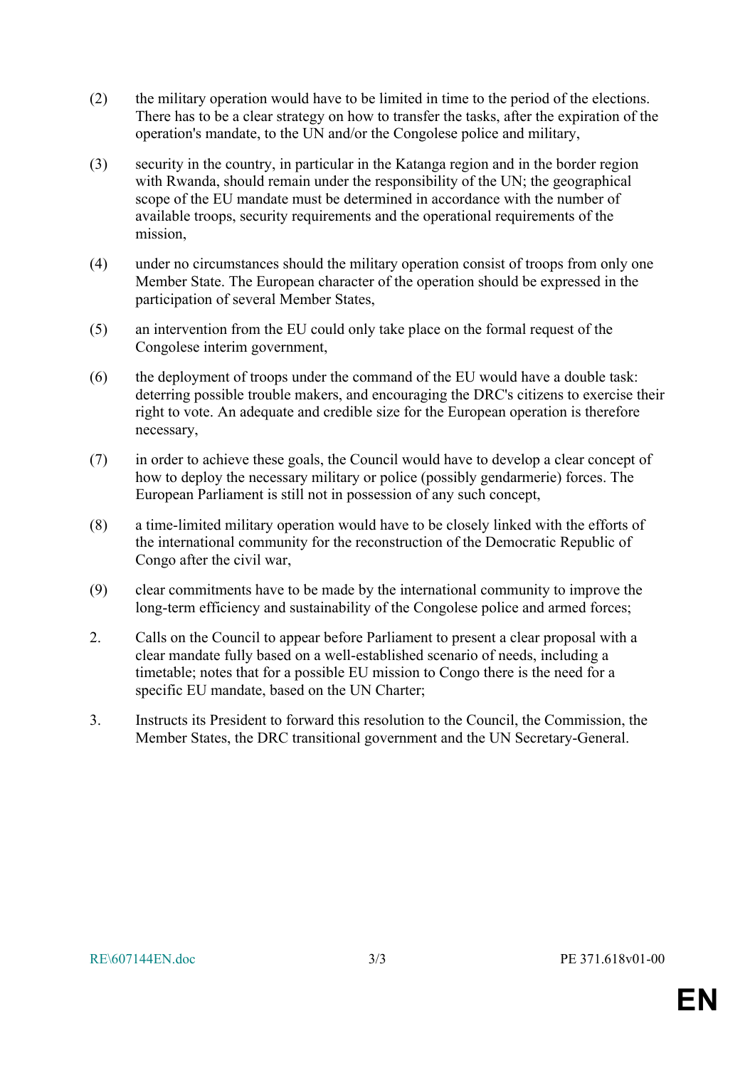(2) the military operation would have to be limited in time to the period of the elections. There has to be a clear strategy on how to transfer the tasks, after the expiration of the operation's mandate, to the UN and/or the Congolese police and military,

(3) security in the country, in particular in the Katanga region and in the border region with Rwanda, should remain under the responsibility of the UN; the geographical scope of the EU mandate must be determined in accordance with the number of available troops, security requirements and the operational requirements of the mission,

(4) under no circumstances should the military operation consist of troops from only one Member State. The European character of the operation should be expressed in the participation of several Member States,

(5) an intervention from the EU could only take place on the formal request of the Congolese interim government,

(6) the deployment of troops under the command of the EU would have a double task: deterring possible trouble makers, and encouraging the DRC's citizens to exercise their right to vote. An adequate and credible size for the European operation is therefore necessary,

(7) in order to achieve these goals, the Council would have to develop a clear concept of how to deploy the necessary military or police (possibly gendarmerie) forces. The European Parliament is still not in possession of any such concept,

(8) a time-limited military operation would have to be closely linked with the efforts of the international community for the reconstruction of the Democratic Republic of Congo after the civil war,

(9) clear commitments have to be made by the international community to improve the long-term efficiency and sustainability of the Congolese police and armed forces;

2. Calls on the Council to appear before Parliament to present a clear proposal with a clear mandate fully based on a well-established scenario of needs, including a timetable; notes that for a possible EU mission to Congo there is the need for a specific EU mandate, based on the UN Charter;

3. Instructs its President to forward this resolution to the Council, the Commission, the Member States, the DRC transitional government and the UN Secretary-General.